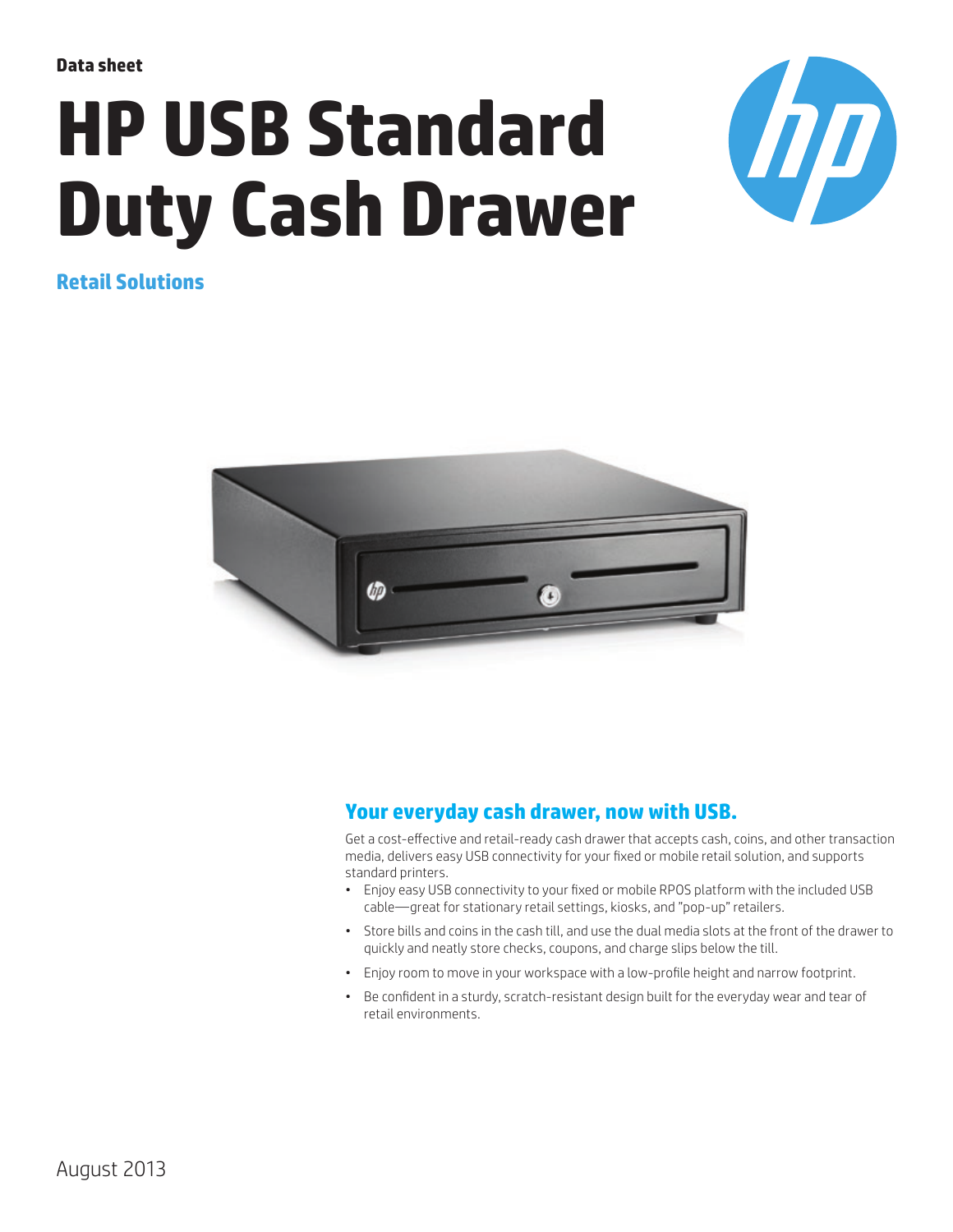**Data sheet**

# HP USB Standard Duty Cash Drawer

**Retail Solutions**

## Your everyday cash drawer, now with USB.

Get a cost-effective and retail-ready cash drawer that accepts cash, coins, and other transaction media, delivers easy USB connectivity for your fixed or mobile retail solution, and supports standard printers.

- Enjoy easy USB connectivity to your fixed or mobile RPOS platform with the included USB cable—great for stationary retail settings, kiosks, and "pop-up" retailers.
- Store bills and coins in the cash till, and use the dual media slots at the front of the drawer to quickly and neatly store checks, coupons, and charge slips below the till.
- Enjoy room to move in your workspace with a low-profile height and narrow footprint.
- Be confident in a sturdy, scratch-resistant design built for the everyday wear and tear of retail environments.

August 2013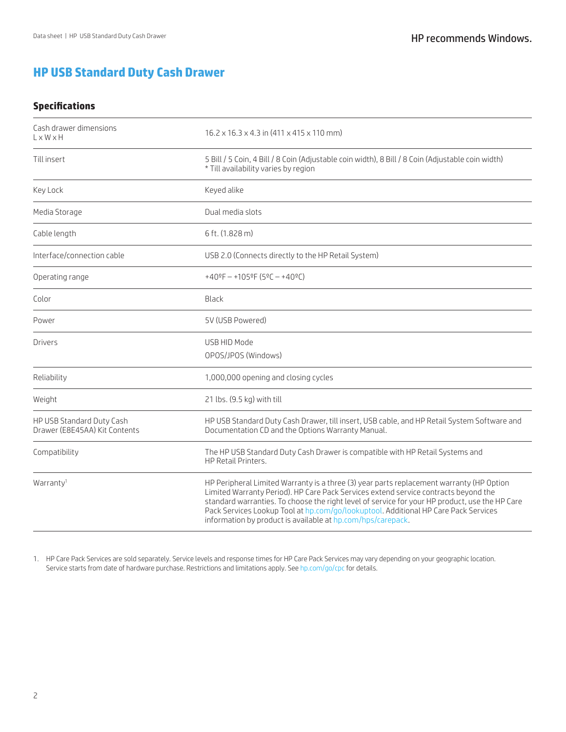# HP USB Standard Duty Cash Drawer

## Specifications

| | |
|---|---|
| Cash drawer dimensions L x W x H | 16.2 x 16.3 x 4.3 in (411 x 415 x 110 mm) |
| Till insert | 5 Bill / 5 Coin, 4 Bill / 8 Coin (Adjustable coin width), 8 Bill / 8 Coin (Adjustable coin width)<br>* Till availability varies by region |
| Key Lock | Keyed alike |
| Media Storage | Dual media slots |
| Cable length | 6 ft. (1.828 m) |
| Interface/connection cable | USB 2.0 (Connects directly to the HP Retail System) |
| Operating range | +40ºF – +105ºF (5ºC – +40ºC) |
| Color | Black |
| Power | 5V (USB Powered) |
| Drivers | USB HID Mode<br>OPOS/JPOS (Windows) |
| Reliability | 1,000,000 opening and closing cycles |
| Weight | 21 lbs. (9.5 kg) with till |
| HP USB Standard Duty Cash Drawer (E8E45AA) Kit Contents | HP USB Standard Duty Cash Drawer, till insert, USB cable, and HP Retail System Software and Documentation CD and the Options Warranty Manual. |
| Compatibility | The HP USB Standard Duty Cash Drawer is compatible with HP Retail Systems and HP Retail Printers. |
| Warranty[1] | HP Peripheral Limited Warranty is a three (3) year parts replacement warranty (HP Option Limited Warranty Period). HP Care Pack Services extend service contracts beyond the standard warranties. To choose the right level of service for your HP product, use the HP Care Pack Services Lookup Tool at hp.com/go/lookuptool. Additional HP Care Pack Services information by product is available at hp.com/hps/carepack. |

1. HP Care Pack Services are sold separately. Service levels and response times for HP Care Pack Services may vary depending on your geographic location. Service starts from date of hardware purchase. Restrictions and limitations apply. See hp.com/go/cpc for details.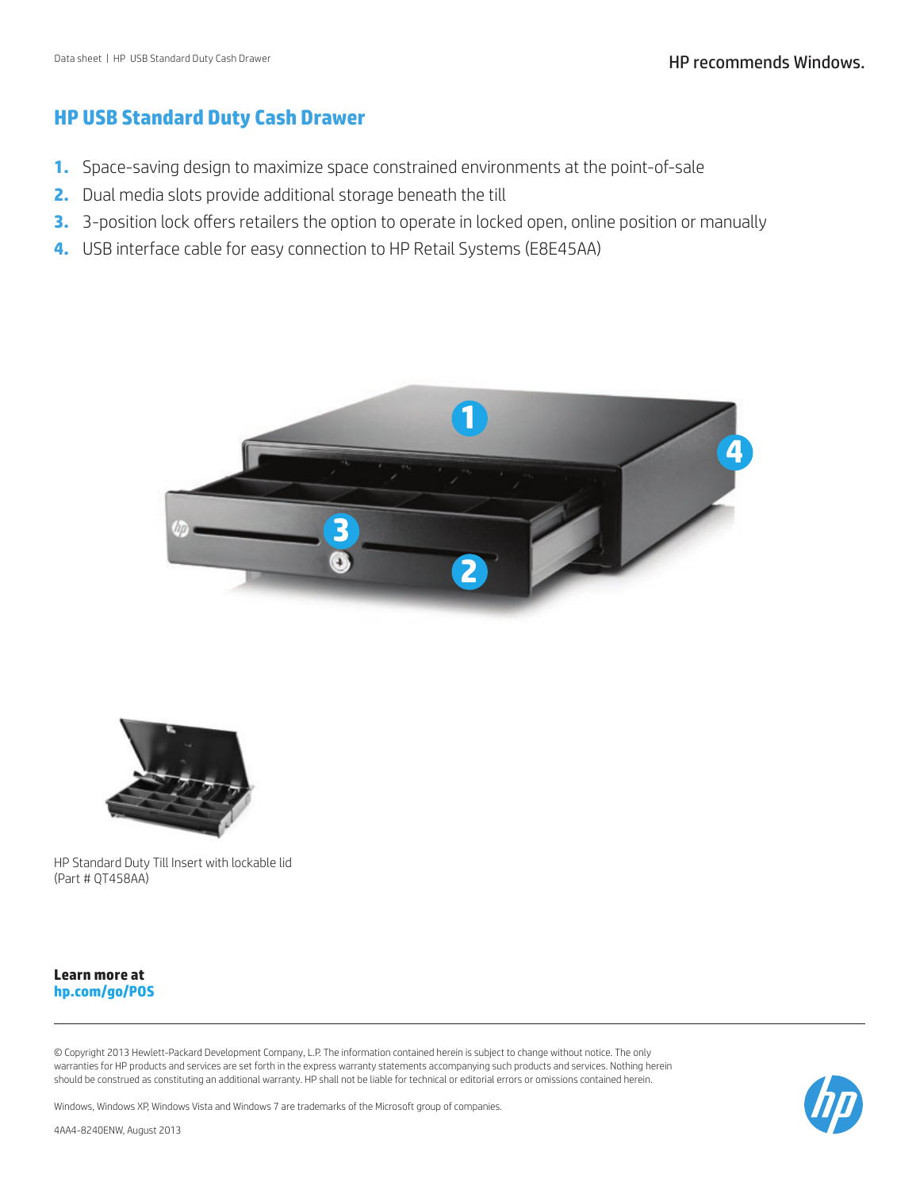## HP USB Standard Duty Cash Drawer

1. Space-saving design to maximize space constrained environments at the point-of-sale
2. Dual media slots provide additional storage beneath the till
3. 3-position lock offers retailers the option to operate in locked open, online position or manually
4. USB interface cable for easy connection to HP Retail Systems (E8E45AA)

HP Standard Duty Till Insert with lockable lid
(Part # QT458AA)

**Learn more at**
**hp.com/go/POS**

© Copyright 2013 Hewlett-Packard Development Company, L.P. The information contained herein is subject to change without notice. The only warranties for HP products and services are set forth in the express warranty statements accompanying such products and services. Nothing herein should be construed as constituting an additional warranty. HP shall not be liable for technical or editorial errors or omissions contained herein.

Windows, Windows XP, Windows Vista and Windows 7 are trademarks of the Microsoft group of companies.

4AA4-8240ENW, August 2013